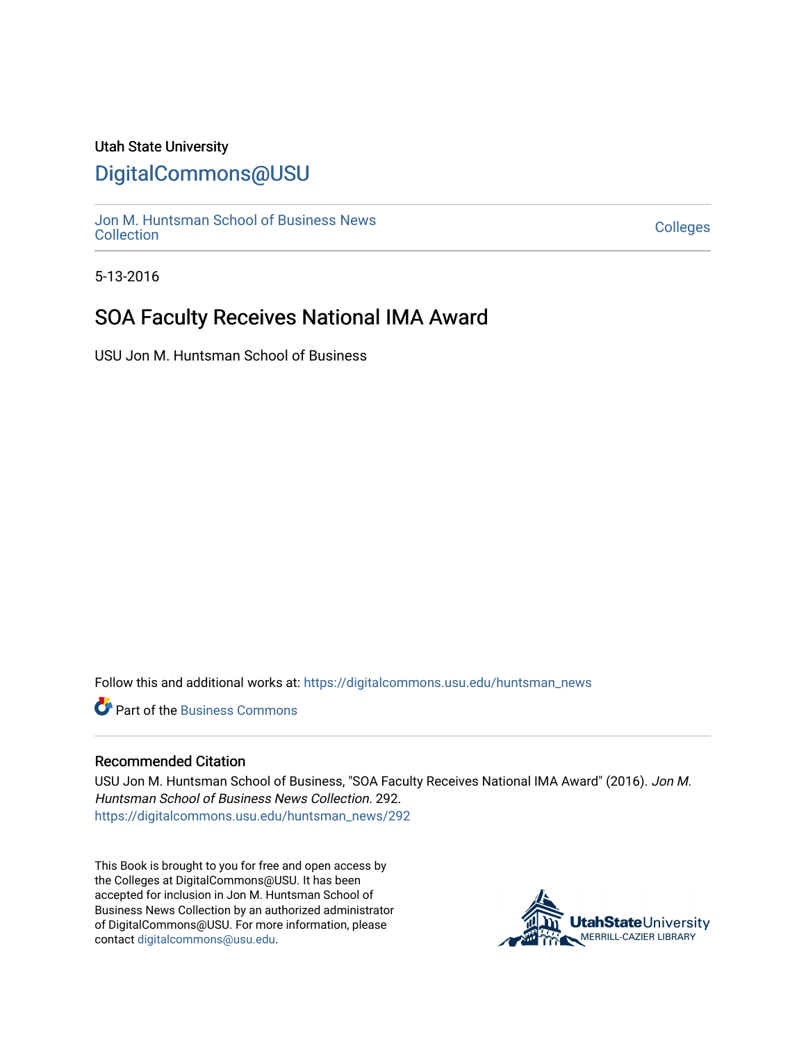Utah State University

# DigitalCommons@USU

Jon M. Huntsman School of Business News Collection

Colleges

5-13-2016

## SOA Faculty Receives National IMA Award

USU Jon M. Huntsman School of Business

Follow this and additional works at: https://digitalcommons.usu.edu/huntsman_news

Part of the Business Commons

### Recommended Citation

USU Jon M. Huntsman School of Business, "SOA Faculty Receives National IMA Award" (2016). *Jon M. Huntsman School of Business News Collection*. 292.
https://digitalcommons.usu.edu/huntsman_news/292

This Book is brought to you for free and open access by the Colleges at DigitalCommons@USU. It has been accepted for inclusion in Jon M. Huntsman School of Business News Collection by an authorized administrator of DigitalCommons@USU. For more information, please contact digitalcommons@usu.edu.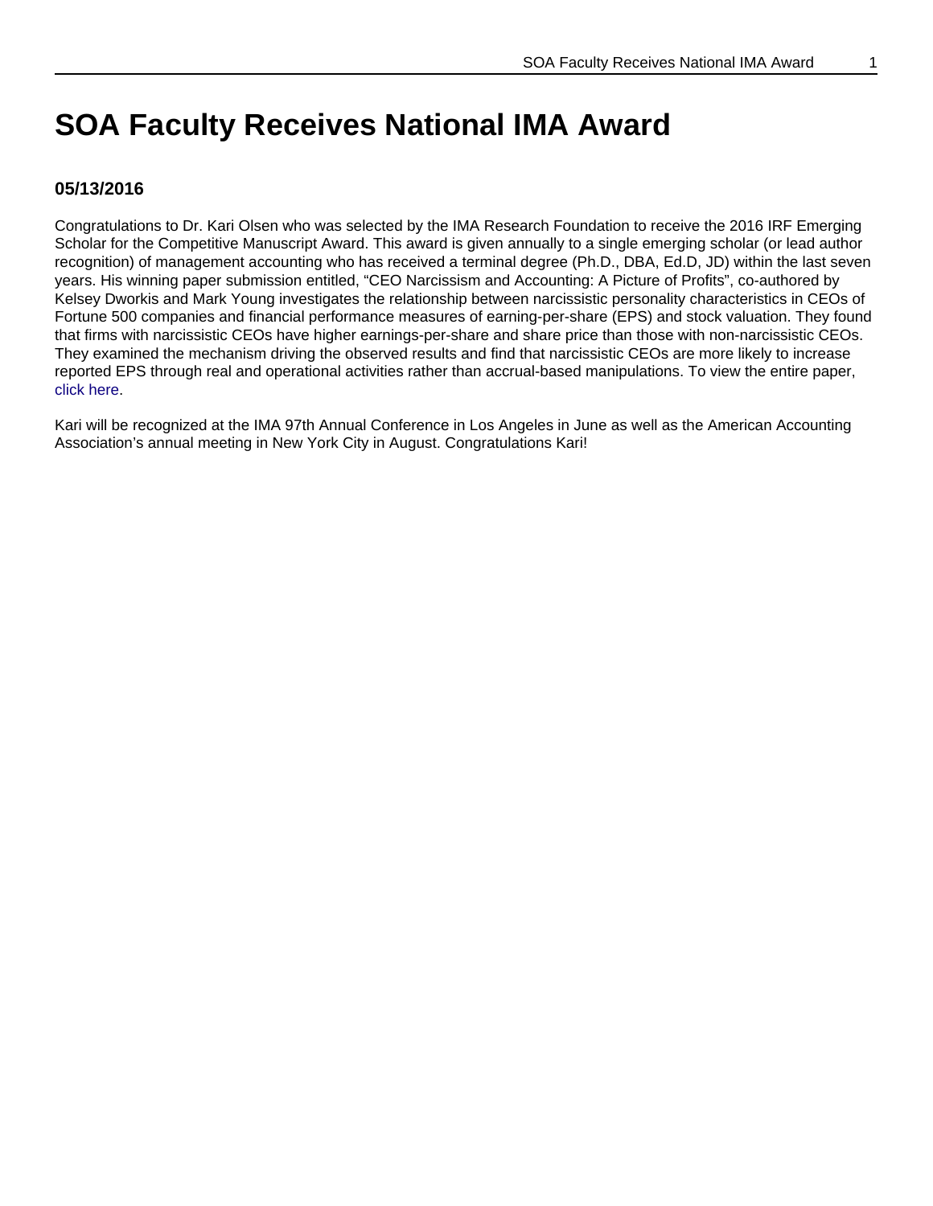# SOA Faculty Receives National IMA Award

### 05/13/2016

Congratulations to Dr. Kari Olsen who was selected by the IMA Research Foundation to receive the 2016 IRF Emerging Scholar for the Competitive Manuscript Award. This award is given annually to a single emerging scholar (or lead author recognition) of management accounting who has received a terminal degree (Ph.D., DBA, Ed.D, JD) within the last seven years. His winning paper submission entitled, “CEO Narcissism and Accounting: A Picture of Profits”, co-authored by Kelsey Dworkis and Mark Young investigates the relationship between narcissistic personality characteristics in CEOs of Fortune 500 companies and financial performance measures of earning-per-share (EPS) and stock valuation. They found that firms with narcissistic CEOs have higher earnings-per-share and share price than those with non-narcissistic CEOs. They examined the mechanism driving the observed results and find that narcissistic CEOs are more likely to increase reported EPS through real and operational activities rather than accrual-based manipulations. To view the entire paper, click here.

Kari will be recognized at the IMA 97th Annual Conference in Los Angeles in June as well as the American Accounting Association’s annual meeting in New York City in August. Congratulations Kari!